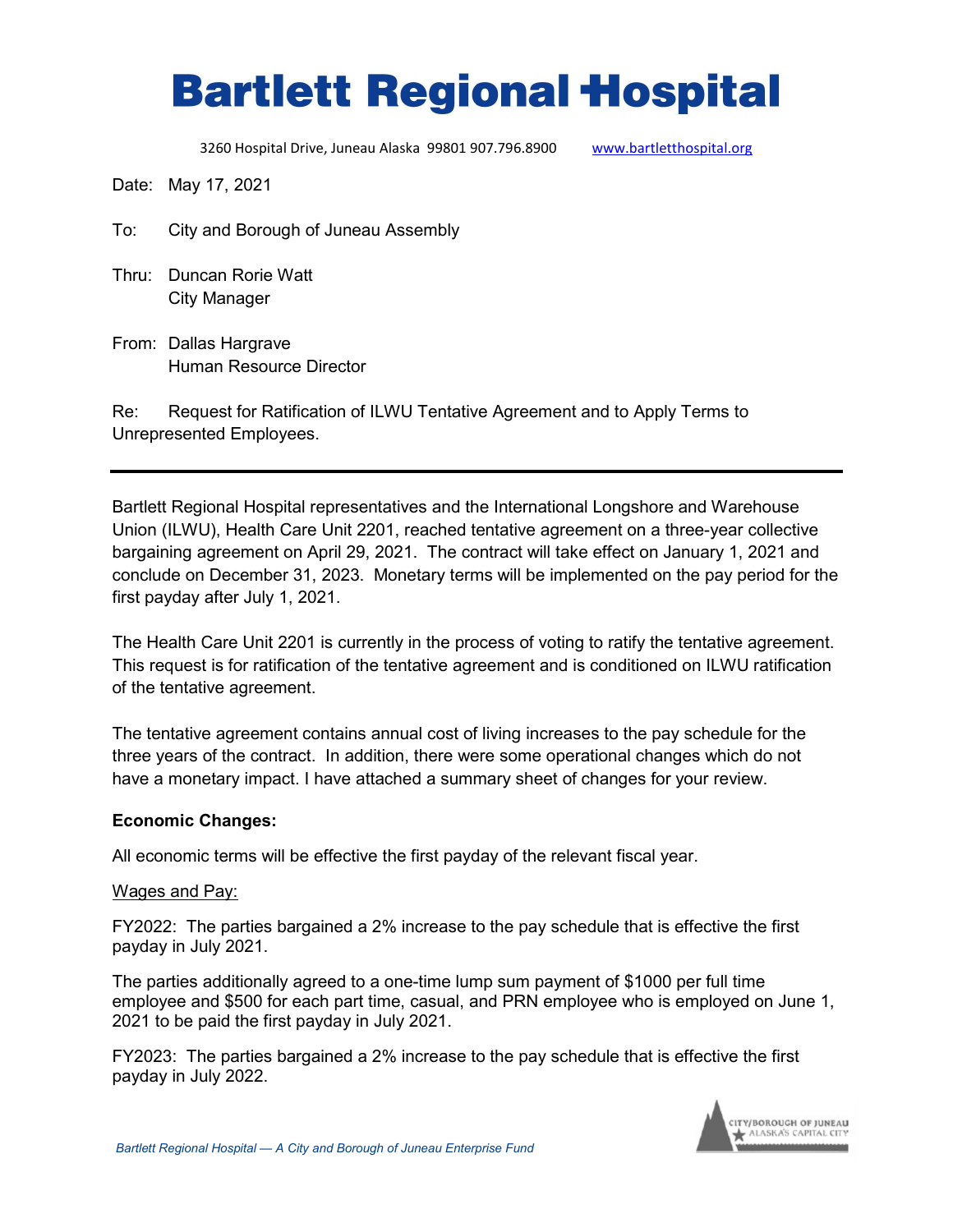# Bartlett Regional Hospital

3260 Hospital Drive, Juneau Alaska 99801 907.796.8900 www.bartletthospital.org

Date: May 17, 2021

To: City and Borough of Juneau Assembly

Thru: Duncan Rorie Watt
City Manager

From: Dallas Hargrave
Human Resource Director

Re: Request for Ratification of ILWU Tentative Agreement and to Apply Terms to Unrepresented Employees.

---

Bartlett Regional Hospital representatives and the International Longshore and Warehouse Union (ILWU), Health Care Unit 2201, reached tentative agreement on a three-year collective bargaining agreement on April 29, 2021. The contract will take effect on January 1, 2021 and conclude on December 31, 2023. Monetary terms will be implemented on the pay period for the first payday after July 1, 2021.

The Health Care Unit 2201 is currently in the process of voting to ratify the tentative agreement. This request is for ratification of the tentative agreement and is conditioned on ILWU ratification of the tentative agreement.

The tentative agreement contains annual cost of living increases to the pay schedule for the three years of the contract. In addition, there were some operational changes which do not have a monetary impact. I have attached a summary sheet of changes for your review.

**Economic Changes:**

All economic terms will be effective the first payday of the relevant fiscal year.

Wages and Pay:

FY2022: The parties bargained a 2% increase to the pay schedule that is effective the first payday in July 2021.

The parties additionally agreed to a one-time lump sum payment of $1000 per full time employee and $500 for each part time, casual, and PRN employee who is employed on June 1, 2021 to be paid the first payday in July 2021.

FY2023: The parties bargained a 2% increase to the pay schedule that is effective the first payday in July 2022.

*Bartlett Regional Hospital — A City and Borough of Juneau Enterprise Fund*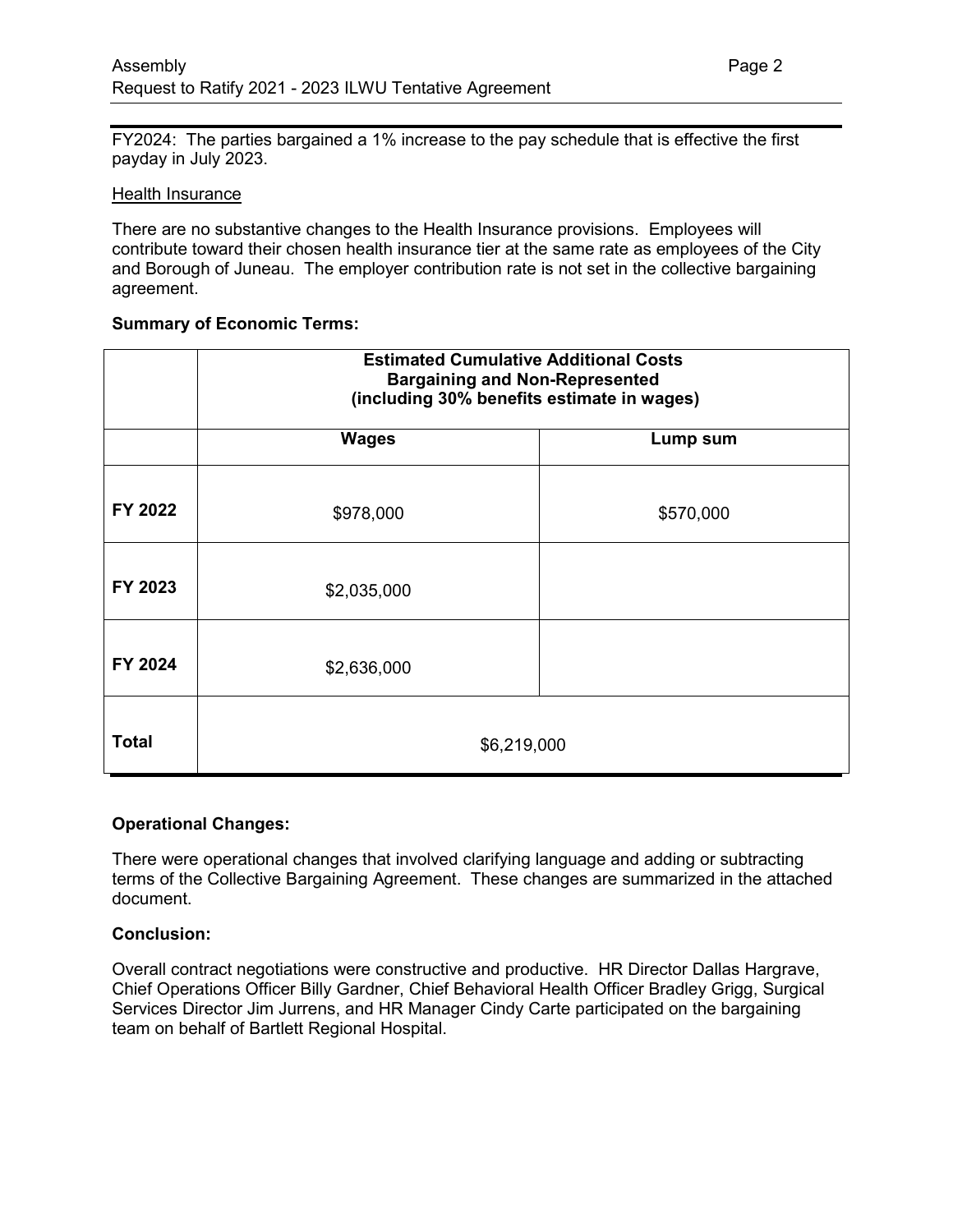FY2024: The parties bargained a 1% increase to the pay schedule that is effective the first payday in July 2023.

Health Insurance

There are no substantive changes to the Health Insurance provisions. Employees will contribute toward their chosen health insurance tier at the same rate as employees of the City and Borough of Juneau. The employer contribution rate is not set in the collective bargaining agreement.

**Summary of Economic Terms:**

| | **Estimated Cumulative Additional Costs Bargaining and Non-Represented (including 30% benefits estimate in wages)** | |
|---|---|---|
| | **Wages** | **Lump sum** |
| **FY 2022** | $978,000 | $570,000 |
| **FY 2023** | $2,035,000 | |
| **FY 2024** | $2,636,000 | |
| **Total** | $6,219,000 | |

**Operational Changes:**

There were operational changes that involved clarifying language and adding or subtracting terms of the Collective Bargaining Agreement. These changes are summarized in the attached document.

**Conclusion:**

Overall contract negotiations were constructive and productive. HR Director Dallas Hargrave, Chief Operations Officer Billy Gardner, Chief Behavioral Health Officer Bradley Grigg, Surgical Services Director Jim Jurrens, and HR Manager Cindy Carte participated on the bargaining team on behalf of Bartlett Regional Hospital.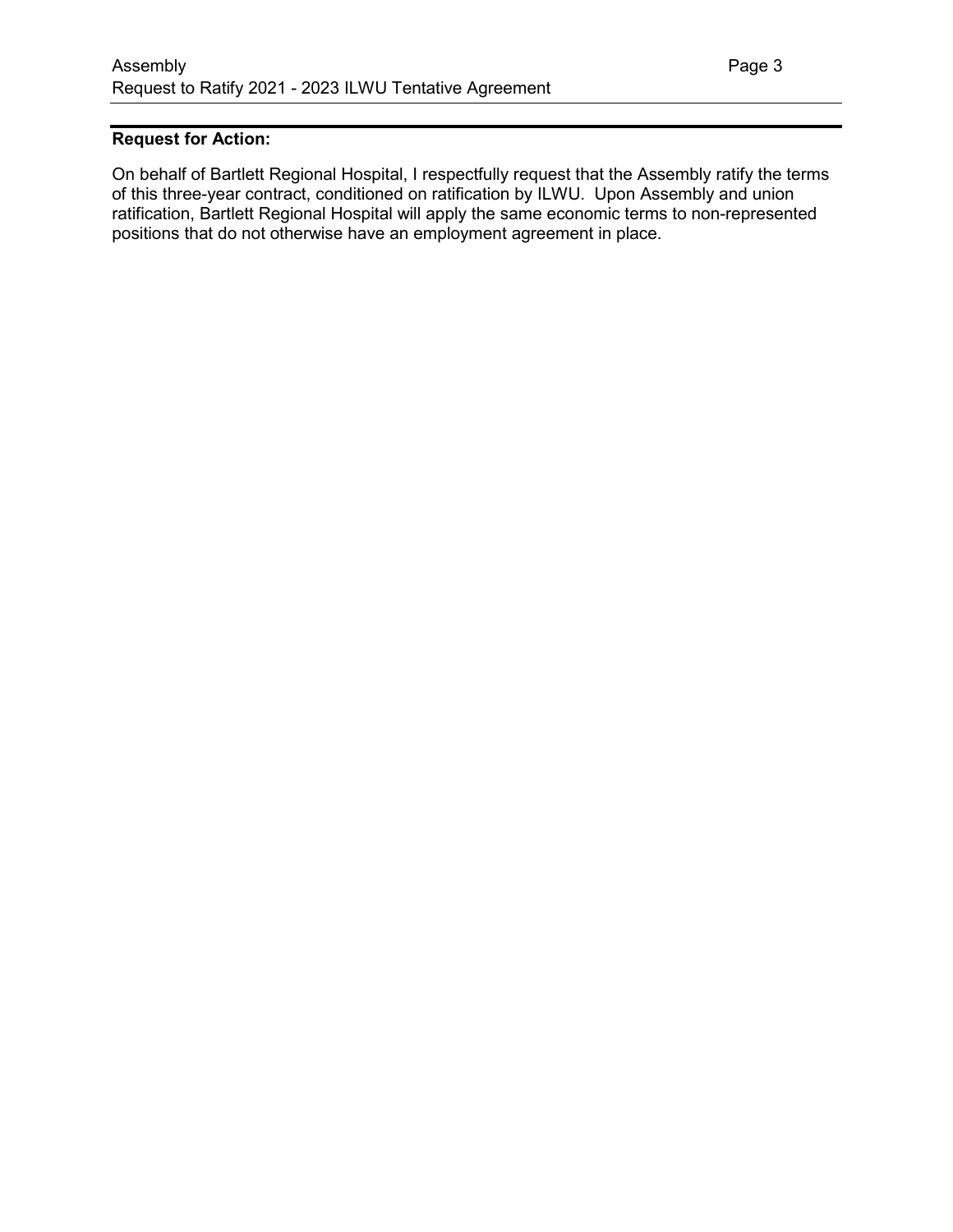**Request for Action:**

On behalf of Bartlett Regional Hospital, I respectfully request that the Assembly ratify the terms of this three-year contract, conditioned on ratification by ILWU. Upon Assembly and union ratification, Bartlett Regional Hospital will apply the same economic terms to non-represented positions that do not otherwise have an employment agreement in place.